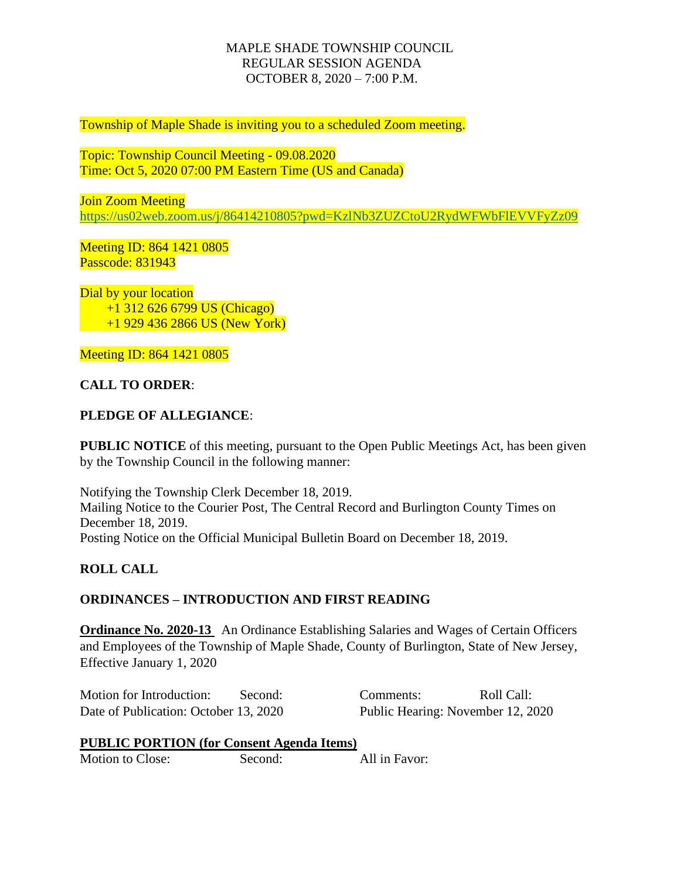MAPLE SHADE TOWNSHIP COUNCIL
REGULAR SESSION AGENDA
OCTOBER 8, 2020 – 7:00 P.M.

Township of Maple Shade is inviting you to a scheduled Zoom meeting.

Topic: Township Council Meeting - 09.08.2020
Time: Oct 5, 2020 07:00 PM Eastern Time (US and Canada)

Join Zoom Meeting
https://us02web.zoom.us/j/86414210805?pwd=KzlNb3ZUZCtoU2RydWFWbFlEVVFyZz09

Meeting ID: 864 1421 0805
Passcode: 831943

Dial by your location
+1 312 626 6799 US (Chicago)
+1 929 436 2866 US (New York)

Meeting ID: 864 1421 0805

**CALL TO ORDER**:

**PLEDGE OF ALLEGIANCE**:

**PUBLIC NOTICE** of this meeting, pursuant to the Open Public Meetings Act, has been given by the Township Council in the following manner:

Notifying the Township Clerk December 18, 2019.
Mailing Notice to the Courier Post, The Central Record and Burlington County Times on December 18, 2019.
Posting Notice on the Official Municipal Bulletin Board on December 18, 2019.

**ROLL CALL**

**ORDINANCES – INTRODUCTION AND FIRST READING**

**Ordinance No. 2020-13** An Ordinance Establishing Salaries and Wages of Certain Officers and Employees of the Township of Maple Shade, County of Burlington, State of New Jersey, Effective January 1, 2020

Motion for Introduction: Second: Comments: Roll Call:
Date of Publication: October 13, 2020 Public Hearing: November 12, 2020

**PUBLIC PORTION (for Consent Agenda Items)**

Motion to Close: Second: All in Favor: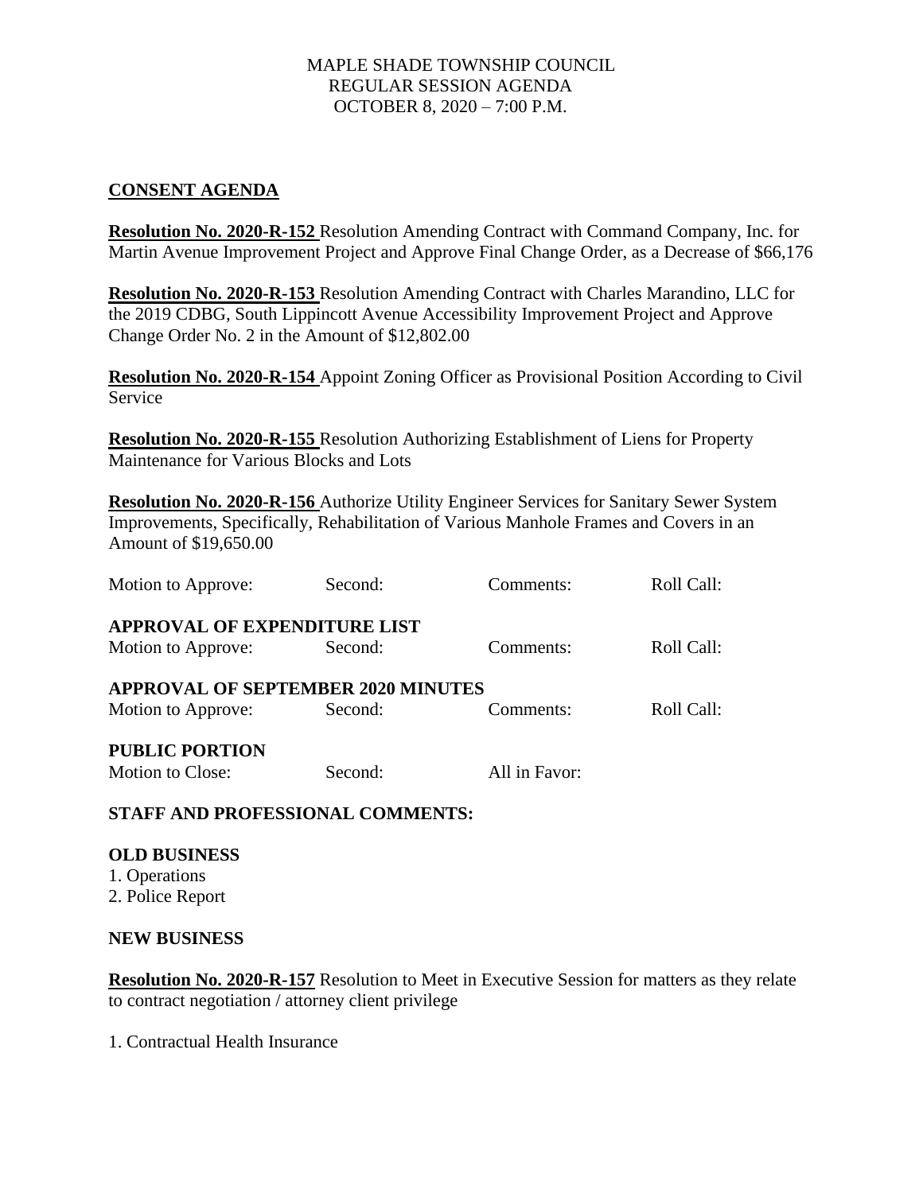MAPLE SHADE TOWNSHIP COUNCIL
REGULAR SESSION AGENDA
OCTOBER 8, 2020 – 7:00 P.M.

## CONSENT AGENDA

**Resolution No. 2020-R-152** Resolution Amending Contract with Command Company, Inc. for Martin Avenue Improvement Project and Approve Final Change Order, as a Decrease of $66,176

**Resolution No. 2020-R-153** Resolution Amending Contract with Charles Marandino, LLC for the 2019 CDBG, South Lippincott Avenue Accessibility Improvement Project and Approve Change Order No. 2 in the Amount of $12,802.00

**Resolution No. 2020-R-154** Appoint Zoning Officer as Provisional Position According to Civil Service

**Resolution No. 2020-R-155** Resolution Authorizing Establishment of Liens for Property Maintenance for Various Blocks and Lots

**Resolution No. 2020-R-156** Authorize Utility Engineer Services for Sanitary Sewer System Improvements, Specifically, Rehabilitation of Various Manhole Frames and Covers in an Amount of $19,650.00

Motion to Approve: Second: Comments: Roll Call:

**APPROVAL OF EXPENDITURE LIST**

Motion to Approve: Second: Comments: Roll Call:

**APPROVAL OF SEPTEMBER 2020 MINUTES**

Motion to Approve: Second: Comments: Roll Call:

**PUBLIC PORTION**

Motion to Close: Second: All in Favor:

**STAFF AND PROFESSIONAL COMMENTS:**

**OLD BUSINESS**

1. Operations
2. Police Report

**NEW BUSINESS**

**Resolution No. 2020-R-157** Resolution to Meet in Executive Session for matters as they relate to contract negotiation / attorney client privilege

1. Contractual Health Insurance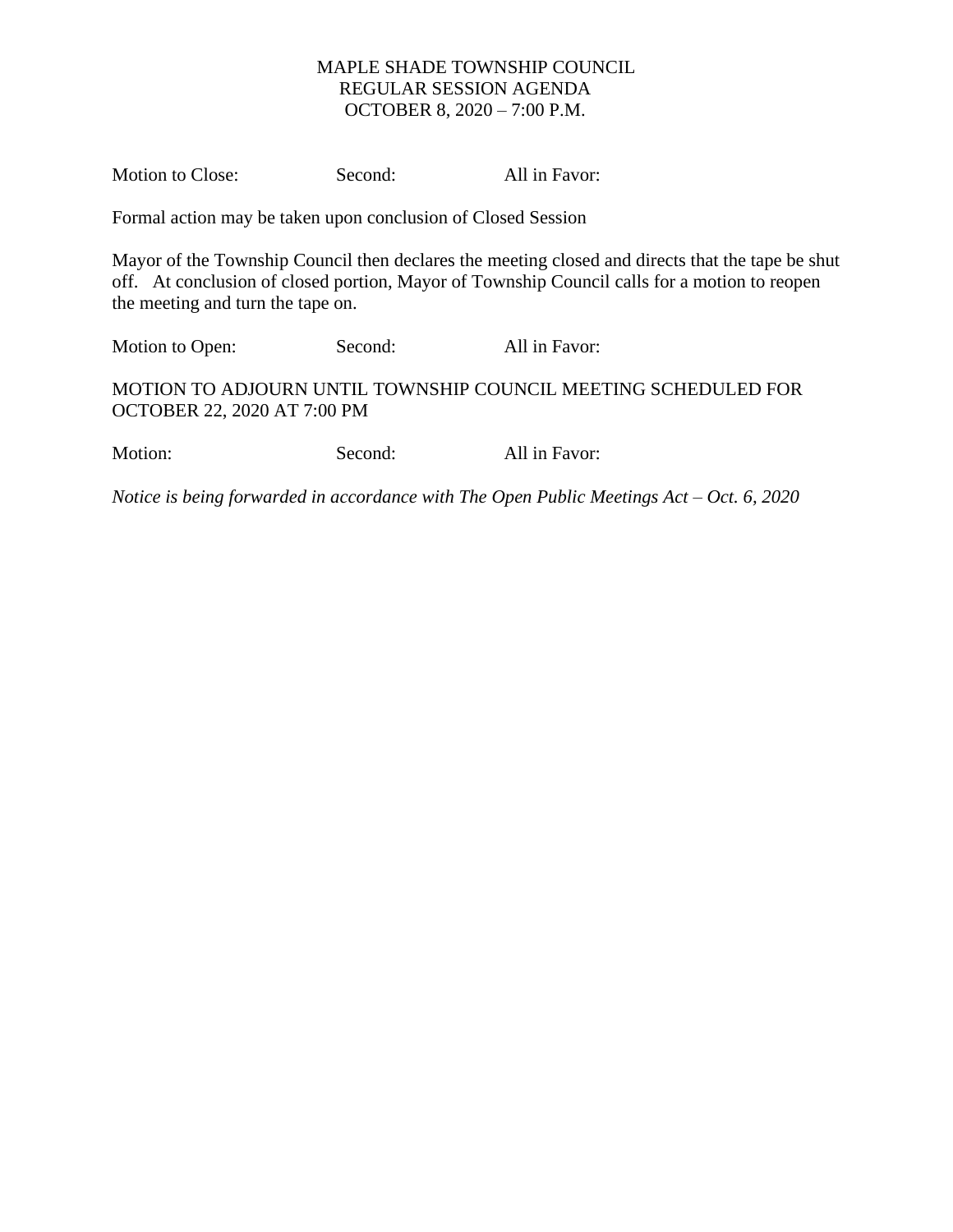MAPLE SHADE TOWNSHIP COUNCIL
REGULAR SESSION AGENDA
OCTOBER 8, 2020 – 7:00 P.M.

Motion to Close: Second: All in Favor:

Formal action may be taken upon conclusion of Closed Session

Mayor of the Township Council then declares the meeting closed and directs that the tape be shut off. At conclusion of closed portion, Mayor of Township Council calls for a motion to reopen the meeting and turn the tape on.

Motion to Open: Second: All in Favor:

MOTION TO ADJOURN UNTIL TOWNSHIP COUNCIL MEETING SCHEDULED FOR OCTOBER 22, 2020 AT 7:00 PM

Motion: Second: All in Favor:

*Notice is being forwarded in accordance with The Open Public Meetings Act – Oct. 6, 2020*